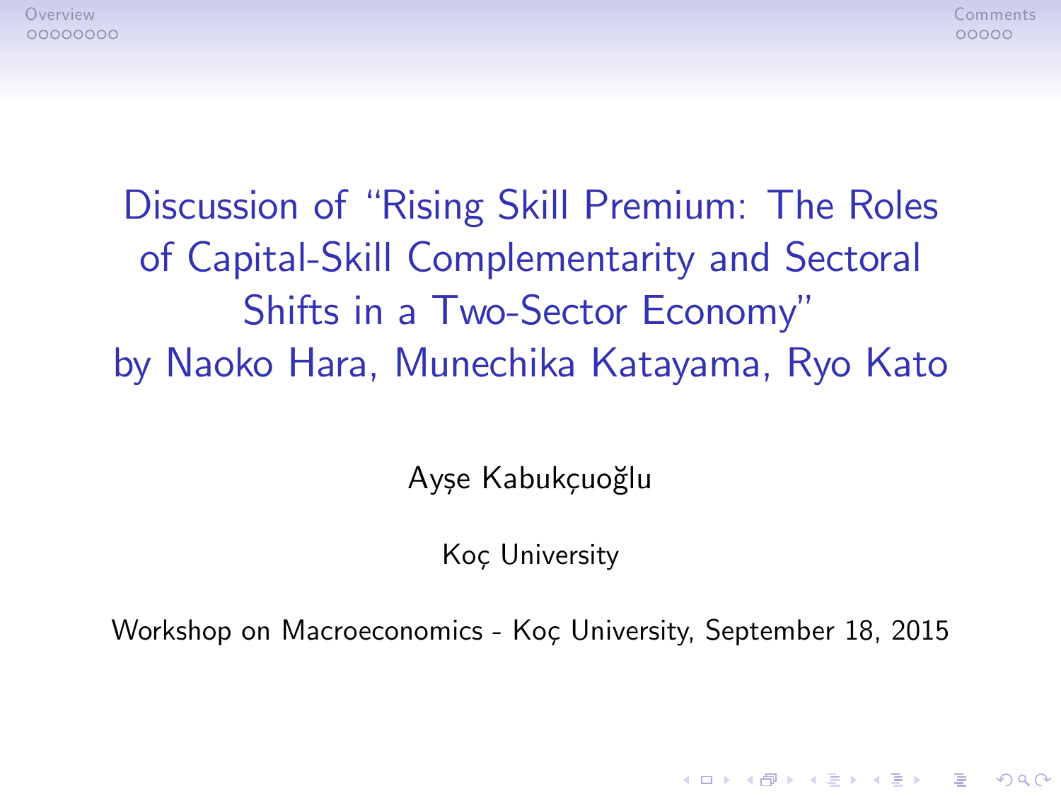# Discussion of "Rising Skill Premium: The Roles of Capital-Skill Complementarity and Sectoral Shifts in a Two-Sector Economy" by Naoko Hara, Munechika Katayama, Ryo Kato

Ayşe Kabukçuoğlu

Koç University

Workshop on Macroeconomics - Koç University, September 18, 2015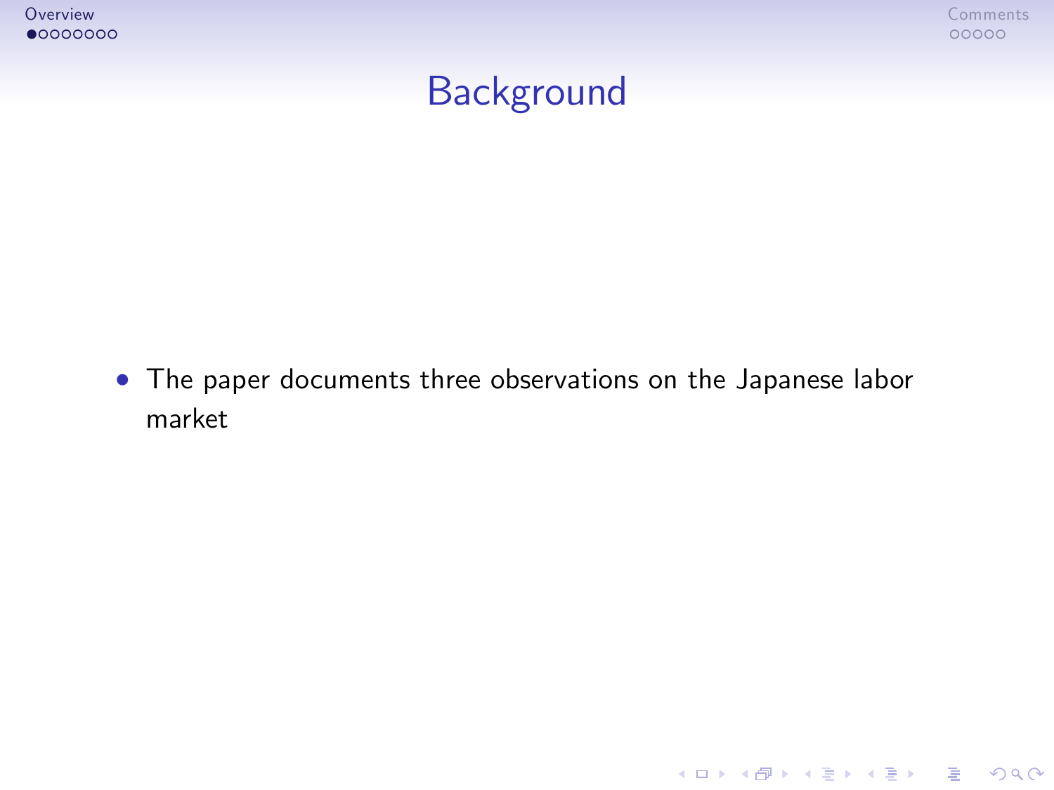# Background

- The paper documents three observations on the Japanese labor market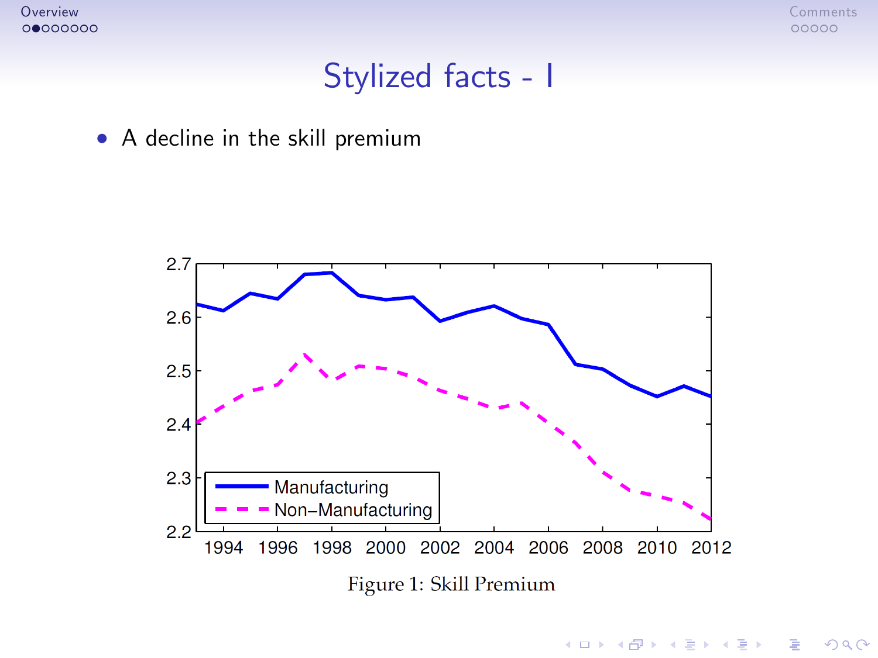# Stylized facts - I

- A decline in the skill premium

Figure 1: Skill Premium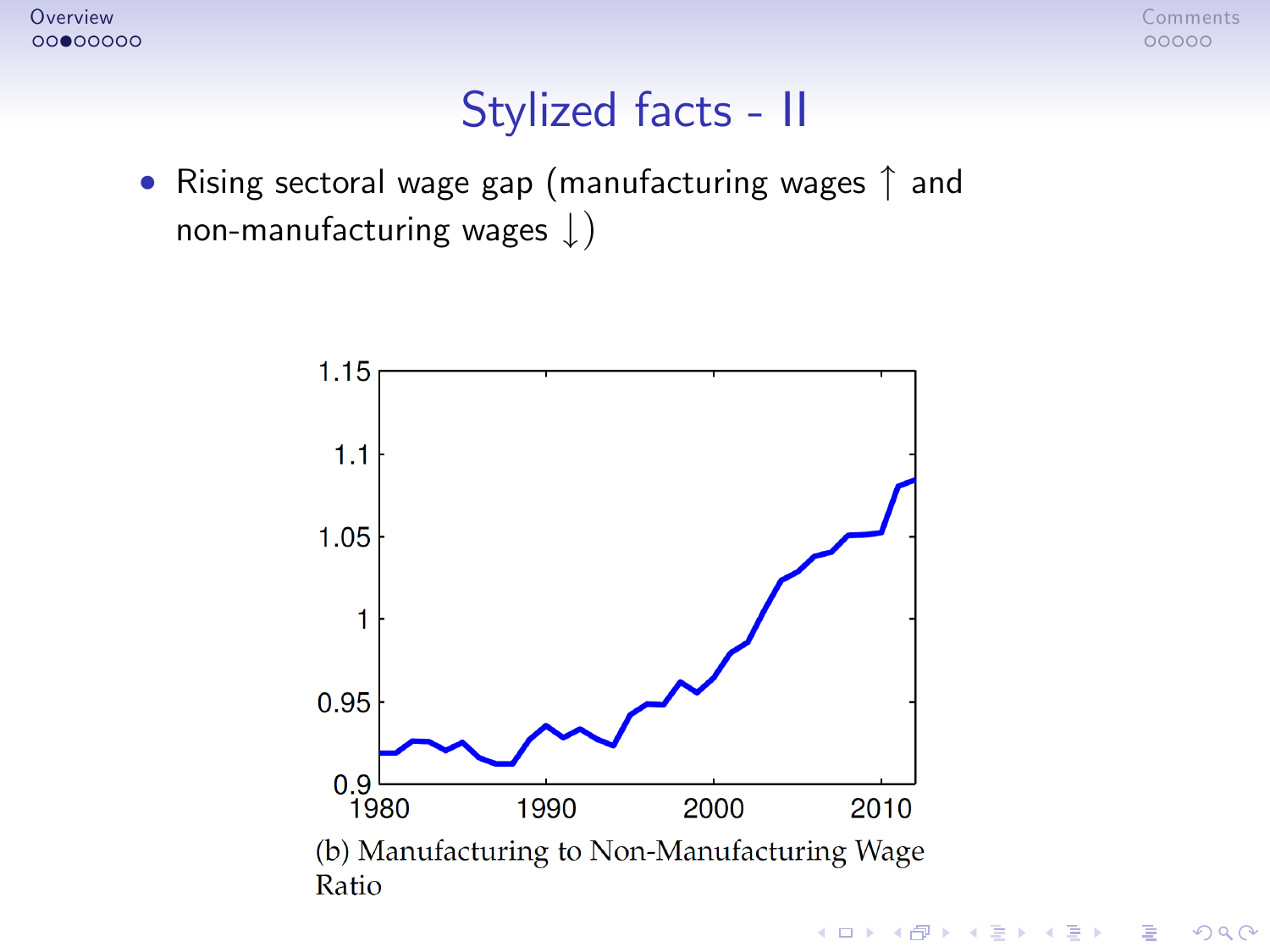# Stylized facts - II

- Rising sectoral wage gap (manufacturing wages $\uparrow$ and non-manufacturing wages $\downarrow$)

(b) Manufacturing to Non-Manufacturing Wage Ratio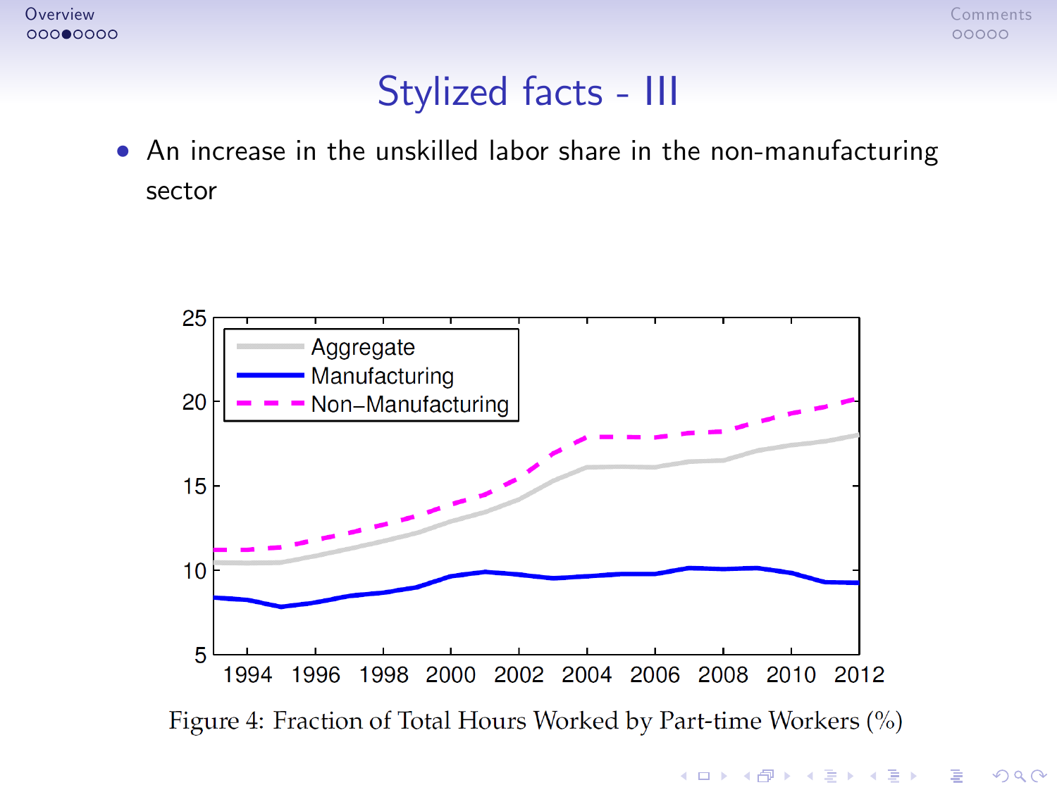# Stylized facts - III

- An increase in the unskilled labor share in the non-manufacturing sector

Figure 4: Fraction of Total Hours Worked by Part-time Workers (%)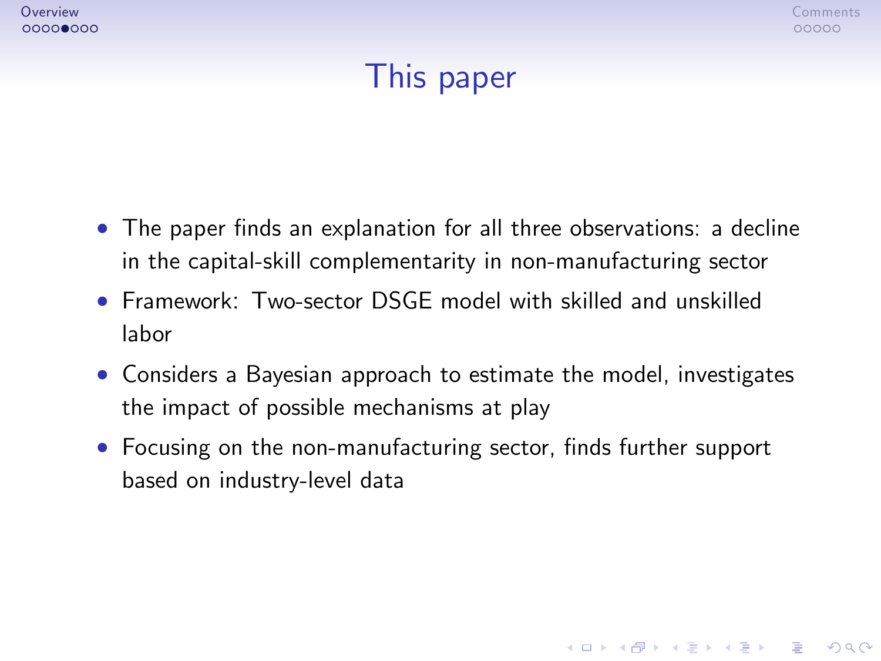# This paper

- The paper finds an explanation for all three observations: a decline in the capital-skill complementarity in non-manufacturing sector
- Framework: Two-sector DSGE model with skilled and unskilled labor
- Considers a Bayesian approach to estimate the model, investigates the impact of possible mechanisms at play
- Focusing on the non-manufacturing sector, finds further support based on industry-level data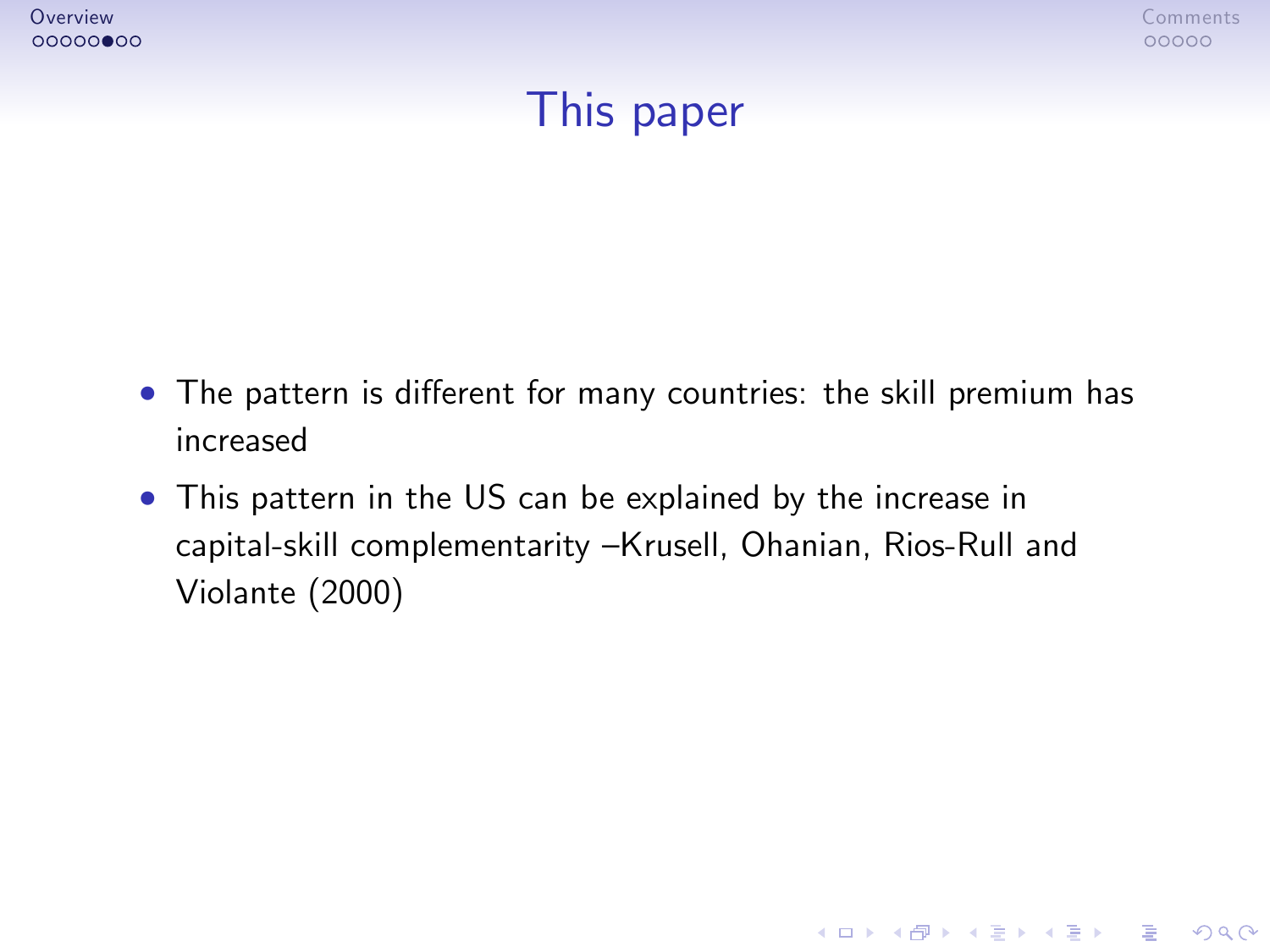# This paper

- The pattern is different for many countries: the skill premium has increased
- This pattern in the US can be explained by the increase in capital-skill complementarity –Krusell, Ohanian, Rios-Rull and Violante (2000)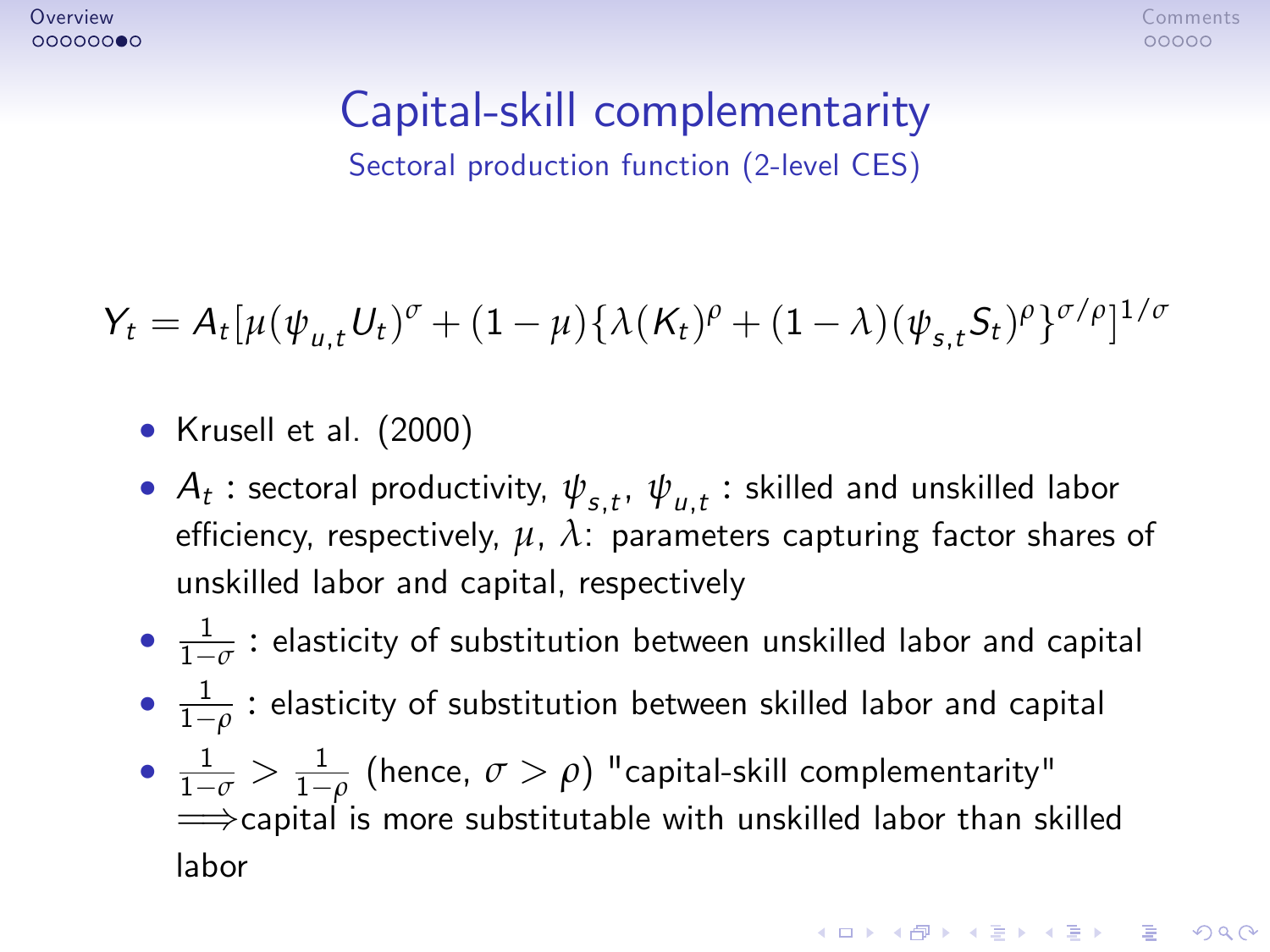# Capital-skill complementarity

## Sectoral production function (2-level CES)

$$Y_t = A_t[\mu(\psi_{u,t}U_t)^\sigma + (1-\mu)\{\lambda(K_t)^\rho + (1-\lambda)(\psi_{s,t}S_t)^\rho\}^{\sigma/\rho}]^{1/\sigma}$$

- Krusell et al. (2000)
- $A_t$ : sectoral productivity, $\psi_{s,t}$, $\psi_{u,t}$ : skilled and unskilled labor efficiency, respectively, $\mu$, $\lambda$: parameters capturing factor shares of unskilled labor and capital, respectively
- $\frac{1}{1-\sigma}$ : elasticity of substitution between unskilled labor and capital
- $\frac{1}{1-\rho}$ : elasticity of substitution between skilled labor and capital
- $\frac{1}{1-\sigma} > \frac{1}{1-\rho}$ (hence, $\sigma > \rho$) "capital-skill complementarity" $\Longrightarrow$capital is more substitutable with unskilled labor than skilled labor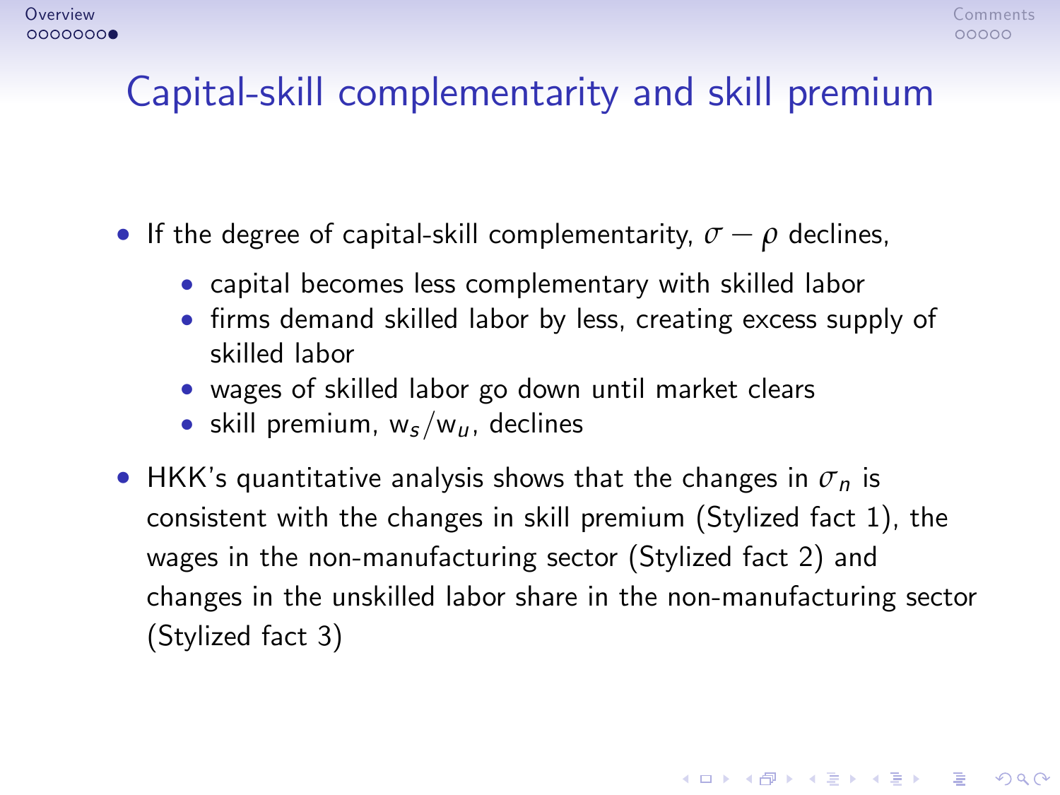# Capital-skill complementarity and skill premium

- If the degree of capital-skill complementarity, $\sigma - \rho$ declines,
  - capital becomes less complementary with skilled labor
  - firms demand skilled labor by less, creating excess supply of skilled labor
  - wages of skilled labor go down until market clears
  - skill premium, $w_s/w_u$, declines
- HKK's quantitative analysis shows that the changes in $\sigma_n$ is consistent with the changes in skill premium (Stylized fact 1), the wages in the non-manufacturing sector (Stylized fact 2) and changes in the unskilled labor share in the non-manufacturing sector (Stylized fact 3)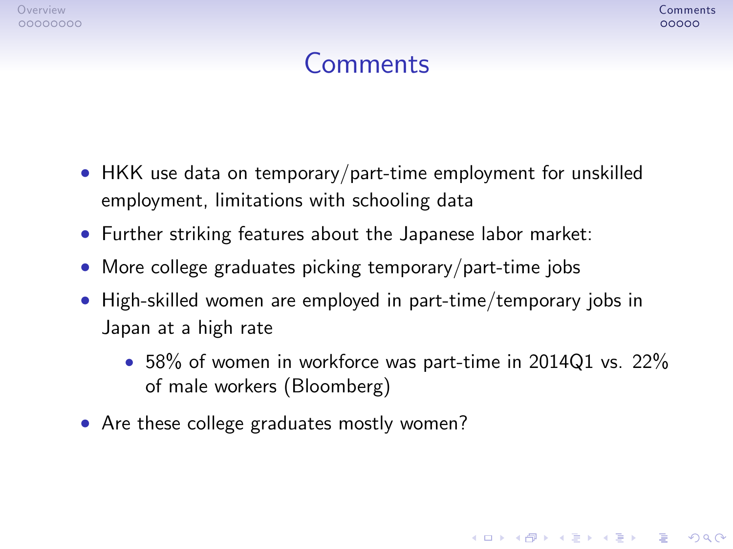# Comments

- HKK use data on temporary/part-time employment for unskilled employment, limitations with schooling data
- Further striking features about the Japanese labor market:
- More college graduates picking temporary/part-time jobs
- High-skilled women are employed in part-time/temporary jobs in Japan at a high rate
  - 58% of women in workforce was part-time in 2014Q1 vs. 22% of male workers (Bloomberg)
- Are these college graduates mostly women?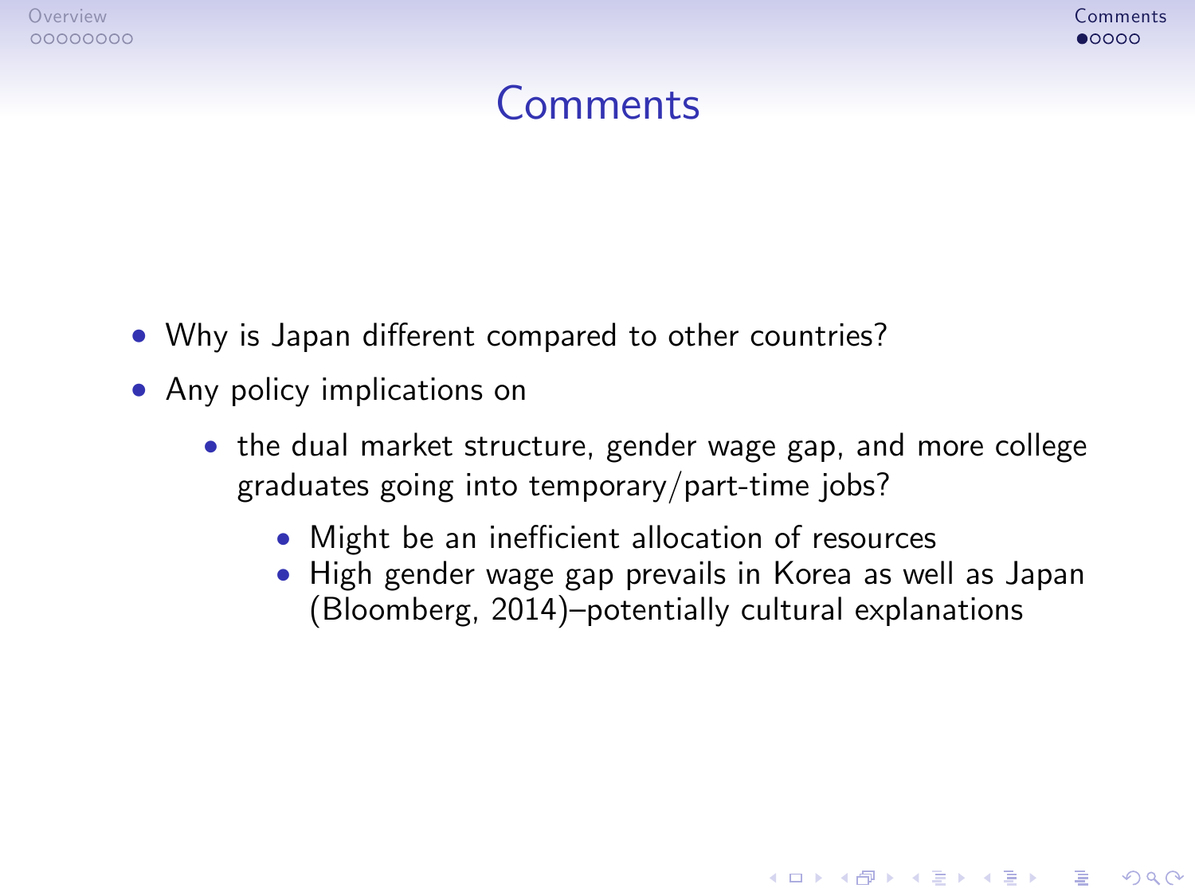# Comments

- Why is Japan different compared to other countries?
- Any policy implications on
  - the dual market structure, gender wage gap, and more college graduates going into temporary/part-time jobs?
    - Might be an inefficient allocation of resources
    - High gender wage gap prevails in Korea as well as Japan (Bloomberg, 2014)–potentially cultural explanations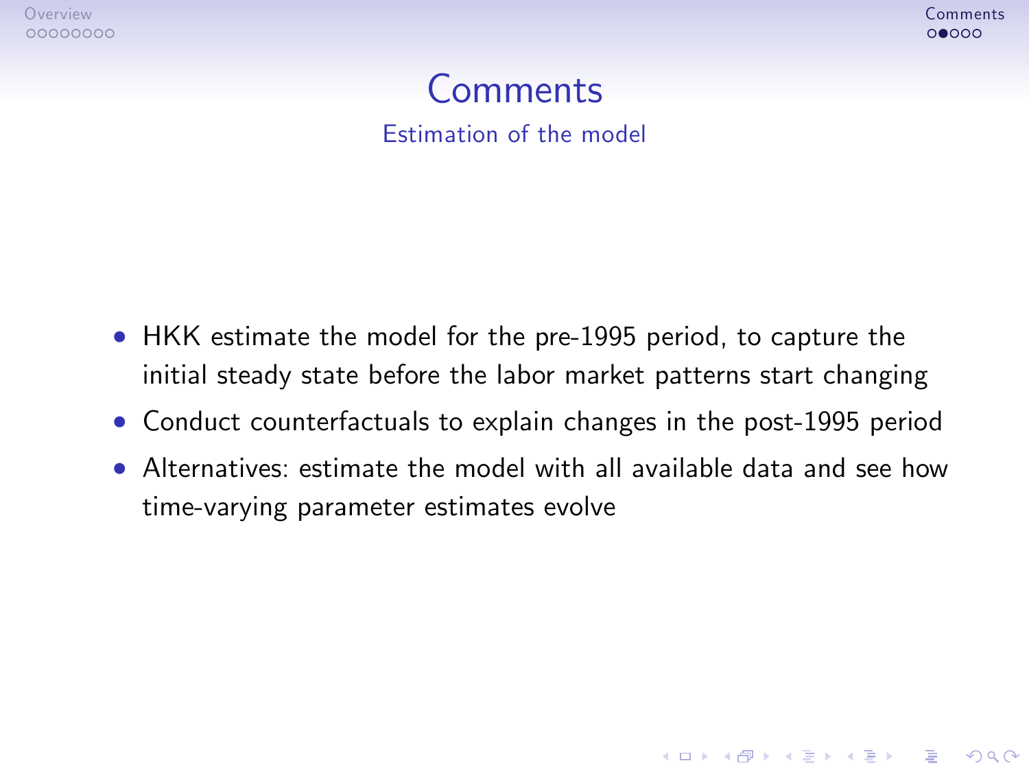# Comments

## Estimation of the model

- HKK estimate the model for the pre-1995 period, to capture the initial steady state before the labor market patterns start changing
- Conduct counterfactuals to explain changes in the post-1995 period
- Alternatives: estimate the model with all available data and see how time-varying parameter estimates evolve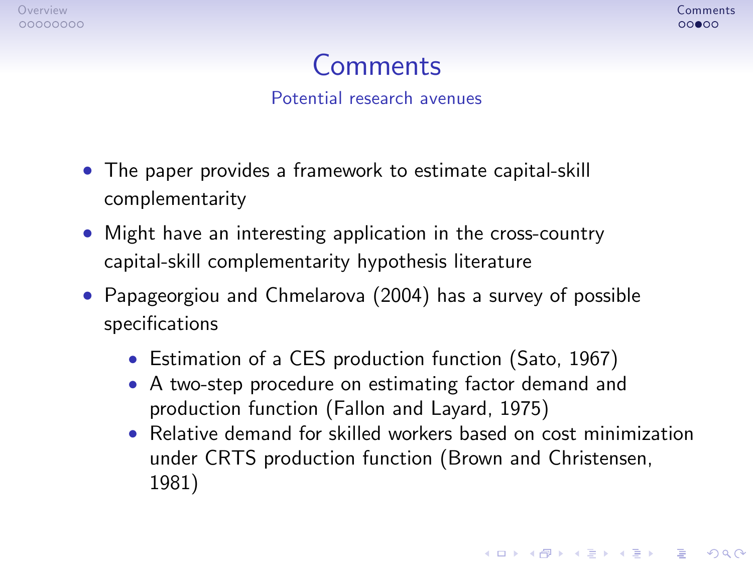# Comments

## Potential research avenues

- The paper provides a framework to estimate capital-skill complementarity
- Might have an interesting application in the cross-country capital-skill complementarity hypothesis literature
- Papageorgiou and Chmelarova (2004) has a survey of possible specifications
  - Estimation of a CES production function (Sato, 1967)
  - A two-step procedure on estimating factor demand and production function (Fallon and Layard, 1975)
  - Relative demand for skilled workers based on cost minimization under CRTS production function (Brown and Christensen, 1981)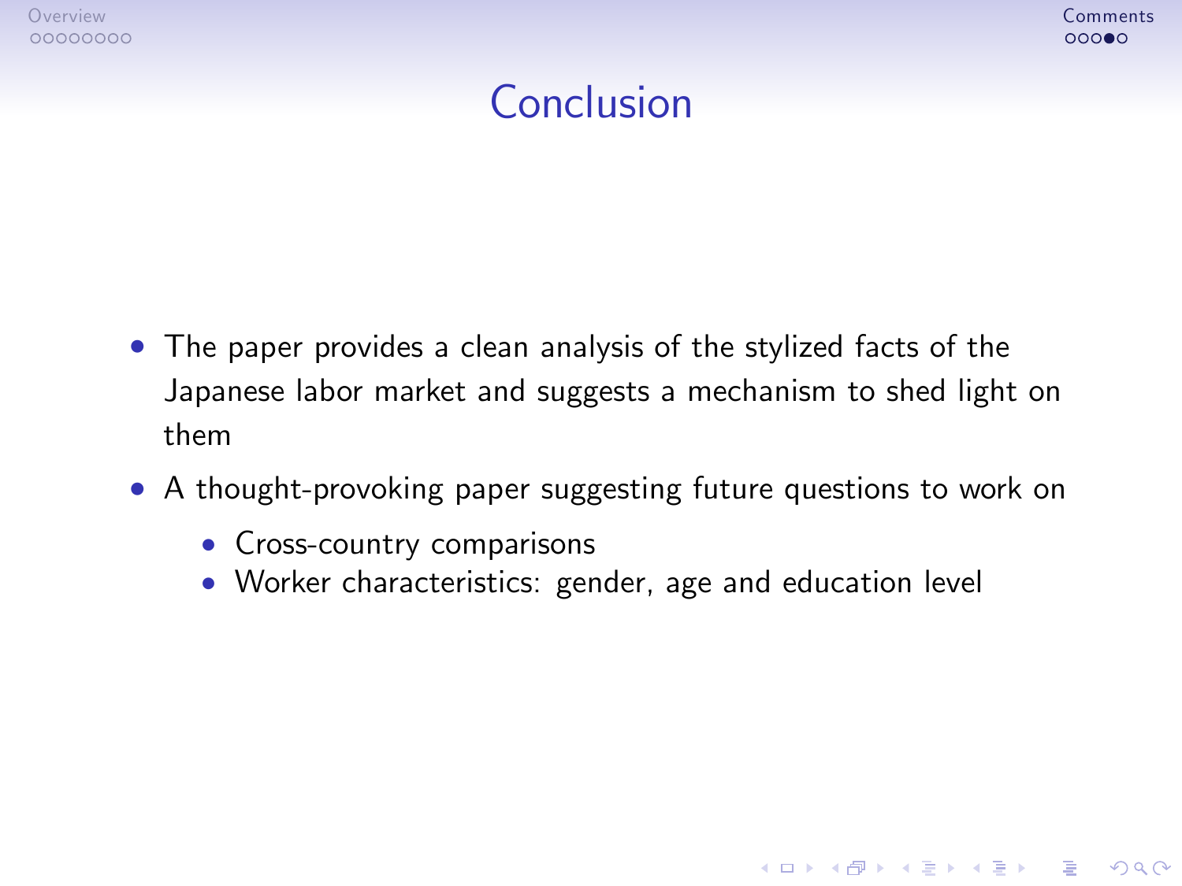# Conclusion

- The paper provides a clean analysis of the stylized facts of the Japanese labor market and suggests a mechanism to shed light on them
- A thought-provoking paper suggesting future questions to work on
  - Cross-country comparisons
  - Worker characteristics: gender, age and education level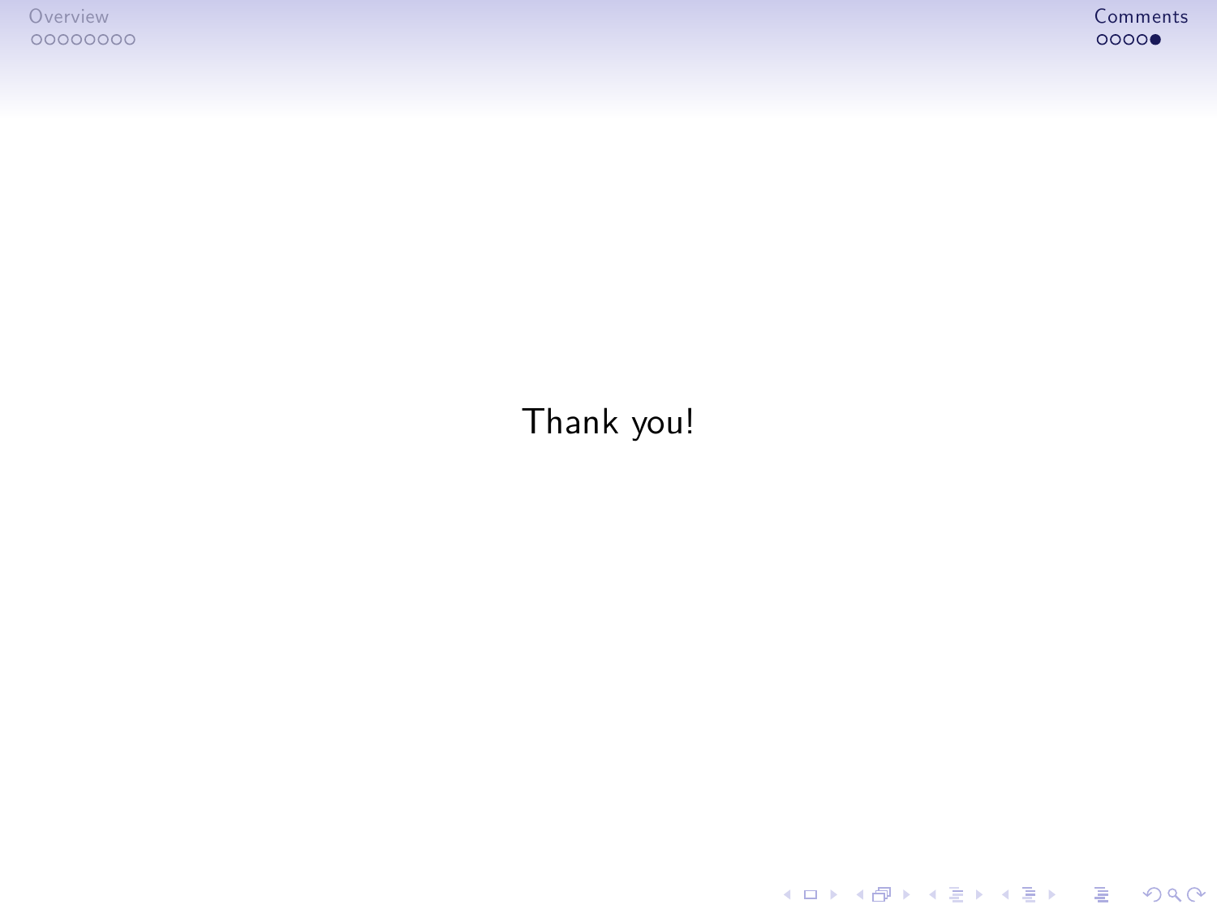Thank you!